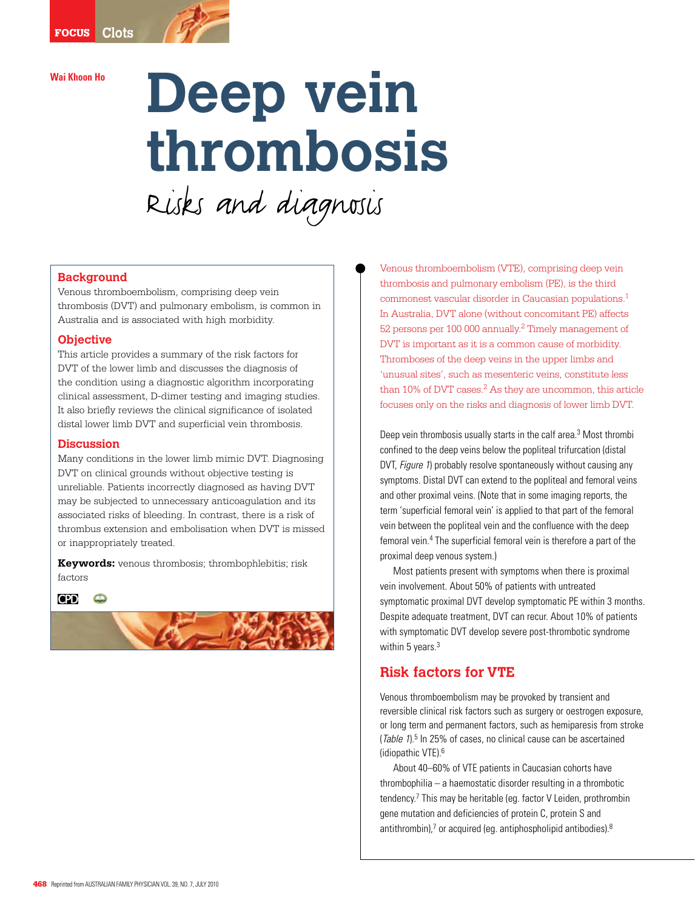Wai Khoon Ho

# Deep vein thrombosis

## Risks and diagnosis

### Background

Venous thromboembolism, comprising deep vein thrombosis (DVT) and pulmonary embolism, is common in Australia and is associated with high morbidity.

### Objective

This article provides a summary of the risk factors for DVT of the lower limb and discusses the diagnosis of the condition using a diagnostic algorithm incorporating clinical assessment, D-dimer testing and imaging studies. It also briefly reviews the clinical significance of isolated distal lower limb DVT and superficial vein thrombosis.

### Discussion

Many conditions in the lower limb mimic DVT. Diagnosing DVT on clinical grounds without objective testing is unreliable. Patients incorrectly diagnosed as having DVT may be subjected to unnecessary anticoagulation and its associated risks of bleeding. In contrast, there is a risk of thrombus extension and embolisation when DVT is missed or inappropriately treated.

**Keywords:** venous thrombosis; thrombophlebitis; risk factors

Venous thromboembolism (VTE), comprising deep vein thrombosis and pulmonary embolism (PE), is the third commonest vascular disorder in Caucasian populations.[1] In Australia, DVT alone (without concomitant PE) affects 52 persons per 100 000 annually.[2] Timely management of DVT is important as it is a common cause of morbidity. Thromboses of the deep veins in the upper limbs and 'unusual sites', such as mesenteric veins, constitute less than 10% of DVT cases.[2] As they are uncommon, this article focuses only on the risks and diagnosis of lower limb DVT.

Deep vein thrombosis usually starts in the calf area.[3] Most thrombi confined to the deep veins below the popliteal trifurcation (distal DVT, *Figure 1*) probably resolve spontaneously without causing any symptoms. Distal DVT can extend to the popliteal and femoral veins and other proximal veins. (Note that in some imaging reports, the term 'superficial femoral vein' is applied to that part of the femoral vein between the popliteal vein and the confluence with the deep femoral vein.[4] The superficial femoral vein is therefore a part of the proximal deep venous system.)

Most patients present with symptoms when there is proximal vein involvement. About 50% of patients with untreated symptomatic proximal DVT develop symptomatic PE within 3 months. Despite adequate treatment, DVT can recur. About 10% of patients with symptomatic DVT develop severe post-thrombotic syndrome within 5 years.[3]

## Risk factors for VTE

Venous thromboembolism may be provoked by transient and reversible clinical risk factors such as surgery or oestrogen exposure, or long term and permanent factors, such as hemiparesis from stroke (*Table 1*).[5] In 25% of cases, no clinical cause can be ascertained (idiopathic VTE).[6]

About 40–60% of VTE patients in Caucasian cohorts have thrombophilia – a haemostatic disorder resulting in a thrombotic tendency.[7] This may be heritable (eg. factor V Leiden, prothrombin gene mutation and deficiencies of protein C, protein S and antithrombin),[7] or acquired (eg. antiphospholipid antibodies).[8]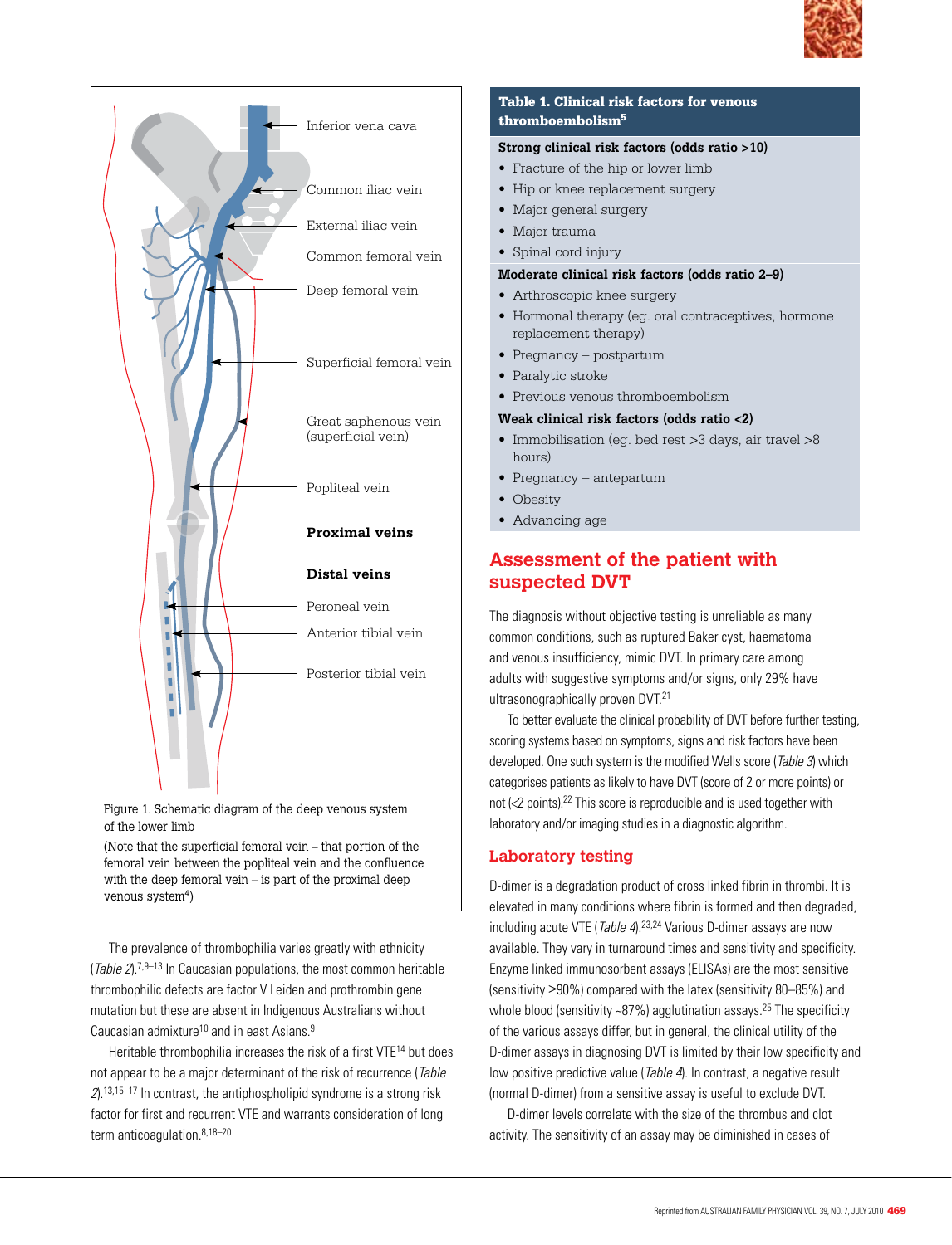Figure 1. Schematic diagram of the deep venous system of the lower limb

(Note that the superficial femoral vein – that portion of the femoral vein between the popliteal vein and the confluence with the deep femoral vein – is part of the proximal deep venous system[4])

The prevalence of thrombophilia varies greatly with ethnicity (*Table 2*).[7,9–13] In Caucasian populations, the most common heritable thrombophilic defects are factor V Leiden and prothrombin gene mutation but these are absent in Indigenous Australians without Caucasian admixture[10] and in east Asians.[9]

Heritable thrombophilia increases the risk of a first VTE[14] but does not appear to be a major determinant of the risk of recurrence (*Table 2*).[13,15–17] In contrast, the antiphospholipid syndrome is a strong risk factor for first and recurrent VTE and warrants consideration of long term anticoagulation.[8,18–20]

**Table 1. Clinical risk factors for venous thromboembolism[5]**

**Strong clinical risk factors (odds ratio >10)**
- Fracture of the hip or lower limb
- Hip or knee replacement surgery
- Major general surgery
- Major trauma
- Spinal cord injury

**Moderate clinical risk factors (odds ratio 2–9)**
- Arthroscopic knee surgery
- Hormonal therapy (eg. oral contraceptives, hormone replacement therapy)
- Pregnancy – postpartum
- Paralytic stroke
- Previous venous thromboembolism

**Weak clinical risk factors (odds ratio <2)**
- Immobilisation (eg. bed rest >3 days, air travel >8 hours)
- Pregnancy – antepartum
- Obesity
- Advancing age

## Assessment of the patient with suspected DVT

The diagnosis without objective testing is unreliable as many common conditions, such as ruptured Baker cyst, haematoma and venous insufficiency, mimic DVT. In primary care among adults with suggestive symptoms and/or signs, only 29% have ultrasonographically proven DVT.[21]

To better evaluate the clinical probability of DVT before further testing, scoring systems based on symptoms, signs and risk factors have been developed. One such system is the modified Wells score (*Table 3*) which categorises patients as likely to have DVT (score of 2 or more points) or not (<2 points).[22] This score is reproducible and is used together with laboratory and/or imaging studies in a diagnostic algorithm.

### Laboratory testing

D-dimer is a degradation product of cross linked fibrin in thrombi. It is elevated in many conditions where fibrin is formed and then degraded, including acute VTE (*Table 4*).[23,24] Various D-dimer assays are now available. They vary in turnaround times and sensitivity and specificity. Enzyme linked immunosorbent assays (ELISAs) are the most sensitive (sensitivity ≥90%) compared with the latex (sensitivity 80–85%) and whole blood (sensitivity ~87%) agglutination assays.[25] The specificity of the various assays differ, but in general, the clinical utility of the D-dimer assays in diagnosing DVT is limited by their low specificity and low positive predictive value (*Table 4*). In contrast, a negative result (normal D-dimer) from a sensitive assay is useful to exclude DVT.

D-dimer levels correlate with the size of the thrombus and clot activity. The sensitivity of an assay may be diminished in cases of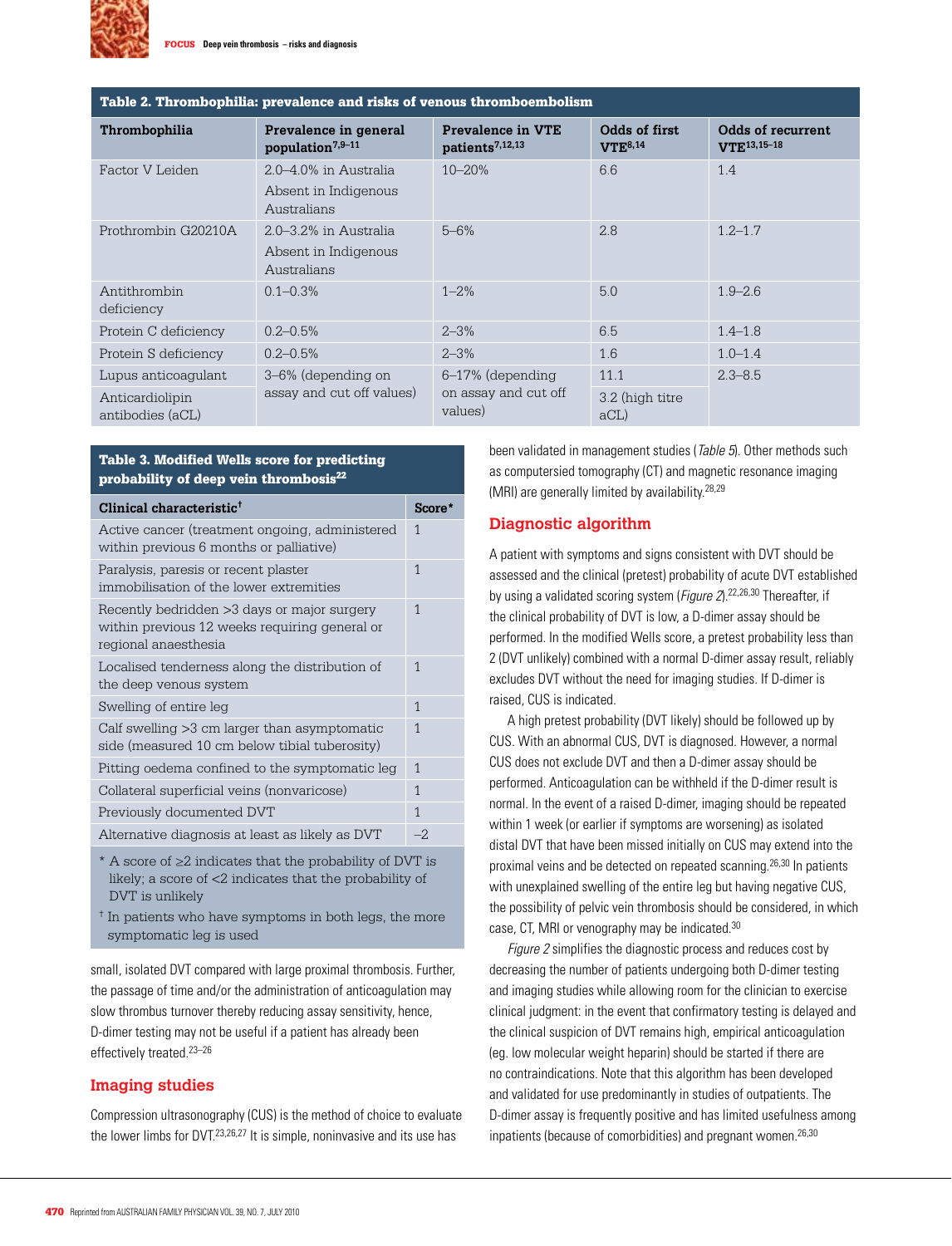**Table 2. Thrombophilia: prevalence and risks of venous thromboembolism**

| Thrombophilia | Prevalence in general population[7,9–11] | Prevalence in VTE patients[7,12,13] | Odds of first VTE[8,14] | Odds of recurrent VTE[13,15–18] |
|---|---|---|---|---|
| Factor V Leiden | 2.0–4.0% in Australia<br>Absent in Indigenous Australians | 10–20% | 6.6 | 1.4 |
| Prothrombin G20210A | 2.0–3.2% in Australia<br>Absent in Indigenous Australians | 5–6% | 2.8 | 1.2–1.7 |
| Antithrombin deficiency | 0.1–0.3% | 1–2% | 5.0 | 1.9–2.6 |
| Protein C deficiency | 0.2–0.5% | 2–3% | 6.5 | 1.4–1.8 |
| Protein S deficiency | 0.2–0.5% | 2–3% | 1.6 | 1.0–1.4 |
| Lupus anticoagulant | 3–6% (depending on assay and cut off values) | 6–17% (depending on assay and cut off values) | 11.1 | 2.3–8.5 |
| Anticardiolipin antibodies (aCL) | | | 3.2 (high titre aCL) | |

**Table 3. Modified Wells score for predicting probability of deep vein thrombosis[22]**

| Clinical characteristic† | Score* |
|---|---|
| Active cancer (treatment ongoing, administered within previous 6 months or palliative) | 1 |
| Paralysis, paresis or recent plaster immobilisation of the lower extremities | 1 |
| Recently bedridden >3 days or major surgery within previous 12 weeks requiring general or regional anaesthesia | 1 |
| Localised tenderness along the distribution of the deep venous system | 1 |
| Swelling of entire leg | 1 |
| Calf swelling >3 cm larger than asymptomatic side (measured 10 cm below tibial tuberosity) | 1 |
| Pitting oedema confined to the symptomatic leg | 1 |
| Collateral superficial veins (nonvaricose) | 1 |
| Previously documented DVT | 1 |
| Alternative diagnosis at least as likely as DVT | –2 |

\* A score of ≥2 indicates that the probability of DVT is likely; a score of <2 indicates that the probability of DVT is unlikely

† In patients who have symptoms in both legs, the more symptomatic leg is used

small, isolated DVT compared with large proximal thrombosis. Further, the passage of time and/or the administration of anticoagulation may slow thrombus turnover thereby reducing assay sensitivity, hence, D-dimer testing may not be useful if a patient has already been effectively treated.[23–26]

## Imaging studies

Compression ultrasonography (CUS) is the method of choice to evaluate the lower limbs for DVT.[23,26,27] It is simple, noninvasive and its use has been validated in management studies (*Table 5*). Other methods such as computersied tomography (CT) and magnetic resonance imaging (MRI) are generally limited by availability.[28,29]

## Diagnostic algorithm

A patient with symptoms and signs consistent with DVT should be assessed and the clinical (pretest) probability of acute DVT established by using a validated scoring system (*Figure 2*).[22,26,30] Thereafter, if the clinical probability of DVT is low, a D-dimer assay should be performed. In the modified Wells score, a pretest probability less than 2 (DVT unlikely) combined with a normal D-dimer assay result, reliably excludes DVT without the need for imaging studies. If D-dimer is raised, CUS is indicated.

A high pretest probability (DVT likely) should be followed up by CUS. With an abnormal CUS, DVT is diagnosed. However, a normal CUS does not exclude DVT and then a D-dimer assay should be performed. Anticoagulation can be withheld if the D-dimer result is normal. In the event of a raised D-dimer, imaging should be repeated within 1 week (or earlier if symptoms are worsening) as isolated distal DVT that have been missed initially on CUS may extend into the proximal veins and be detected on repeated scanning.[26,30] In patients with unexplained swelling of the entire leg but having negative CUS, the possibility of pelvic vein thrombosis should be considered, in which case, CT, MRI or venography may be indicated.[30]

*Figure 2* simplifies the diagnostic process and reduces cost by decreasing the number of patients undergoing both D-dimer testing and imaging studies while allowing room for the clinician to exercise clinical judgment: in the event that confirmatory testing is delayed and the clinical suspicion of DVT remains high, empirical anticoagulation (eg. low molecular weight heparin) should be started if there are no contraindications. Note that this algorithm has been developed and validated for use predominantly in studies of outpatients. The D-dimer assay is frequently positive and has limited usefulness among inpatients (because of comorbidities) and pregnant women.[26,30]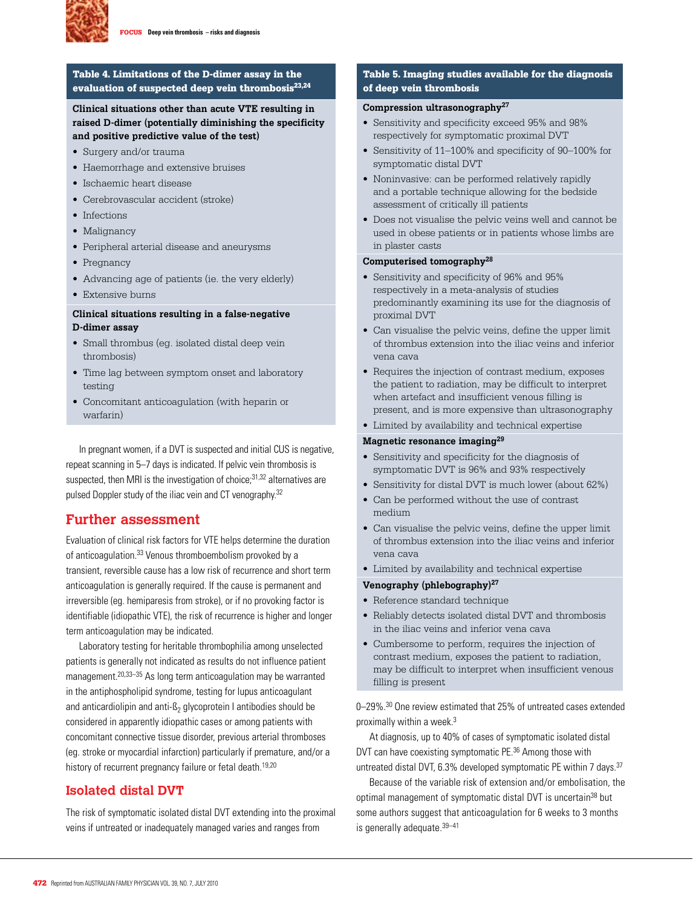**Table 4. Limitations of the D-dimer assay in the evaluation of suspected deep vein thrombosis[23,24]**

**Clinical situations other than acute VTE resulting in raised D-dimer (potentially diminishing the specificity and positive predictive value of the test)**

- Surgery and/or trauma
- Haemorrhage and extensive bruises
- Ischaemic heart disease
- Cerebrovascular accident (stroke)
- Infections
- Malignancy
- Peripheral arterial disease and aneurysms
- Pregnancy
- Advancing age of patients (ie. the very elderly)
- Extensive burns

**Clinical situations resulting in a false-negative D-dimer assay**

- Small thrombus (eg. isolated distal deep vein thrombosis)
- Time lag between symptom onset and laboratory testing
- Concomitant anticoagulation (with heparin or warfarin)

In pregnant women, if a DVT is suspected and initial CUS is negative, repeat scanning in 5–7 days is indicated. If pelvic vein thrombosis is suspected, then MRI is the investigation of choice;[31,32] alternatives are pulsed Doppler study of the iliac vein and CT venography.[32]

## Further assessment

Evaluation of clinical risk factors for VTE helps determine the duration of anticoagulation.[33] Venous thromboembolism provoked by a transient, reversible cause has a low risk of recurrence and short term anticoagulation is generally required. If the cause is permanent and irreversible (eg. hemiparesis from stroke), or if no provoking factor is identifiable (idiopathic VTE), the risk of recurrence is higher and longer term anticoagulation may be indicated.

Laboratory testing for heritable thrombophilia among unselected patients is generally not indicated as results do not influence patient management.[20,33–35] As long term anticoagulation may be warranted in the antiphospholipid syndrome, testing for lupus anticoagulant and anticardiolipin and anti-$\beta_2$ glycoprotein I antibodies should be considered in apparently idiopathic cases or among patients with concomitant connective tissue disorder, previous arterial thromboses (eg. stroke or myocardial infarction) particularly if premature, and/or a history of recurrent pregnancy failure or fetal death.[19,20]

## Isolated distal DVT

The risk of symptomatic isolated distal DVT extending into the proximal veins if untreated or inadequately managed varies and ranges from 0–29%.[30] One review estimated that 25% of untreated cases extended proximally within a week.[3]

At diagnosis, up to 40% of cases of symptomatic isolated distal DVT can have coexisting symptomatic PE.[36] Among those with untreated distal DVT, 6.3% developed symptomatic PE within 7 days.[37]

Because of the variable risk of extension and/or embolisation, the optimal management of symptomatic distal DVT is uncertain[38] but some authors suggest that anticoagulation for 6 weeks to 3 months is generally adequate.[39–41]

**Table 5. Imaging studies available for the diagnosis of deep vein thrombosis**

**Compression ultrasonography[27]**

- Sensitivity and specificity exceed 95% and 98% respectively for symptomatic proximal DVT
- Sensitivity of 11–100% and specificity of 90–100% for symptomatic distal DVT
- Noninvasive: can be performed relatively rapidly and a portable technique allowing for the bedside assessment of critically ill patients
- Does not visualise the pelvic veins well and cannot be used in obese patients or in patients whose limbs are in plaster casts

**Computerised tomography[28]**

- Sensitivity and specificity of 96% and 95% respectively in a meta-analysis of studies predominantly examining its use for the diagnosis of proximal DVT
- Can visualise the pelvic veins, define the upper limit of thrombus extension into the iliac veins and inferior vena cava
- Requires the injection of contrast medium, exposes the patient to radiation, may be difficult to interpret when artefact and insufficient venous filling is present, and is more expensive than ultrasonography
- Limited by availability and technical expertise

**Magnetic resonance imaging[29]**

- Sensitivity and specificity for the diagnosis of symptomatic DVT is 96% and 93% respectively
- Sensitivity for distal DVT is much lower (about 62%)
- Can be performed without the use of contrast medium
- Can visualise the pelvic veins, define the upper limit of thrombus extension into the iliac veins and inferior vena cava
- Limited by availability and technical expertise

**Venography (phlebography)[27]**

- Reference standard technique
- Reliably detects isolated distal DVT and thrombosis in the iliac veins and inferior vena cava
- Cumbersome to perform, requires the injection of contrast medium, exposes the patient to radiation, may be difficult to interpret when insufficient venous filling is present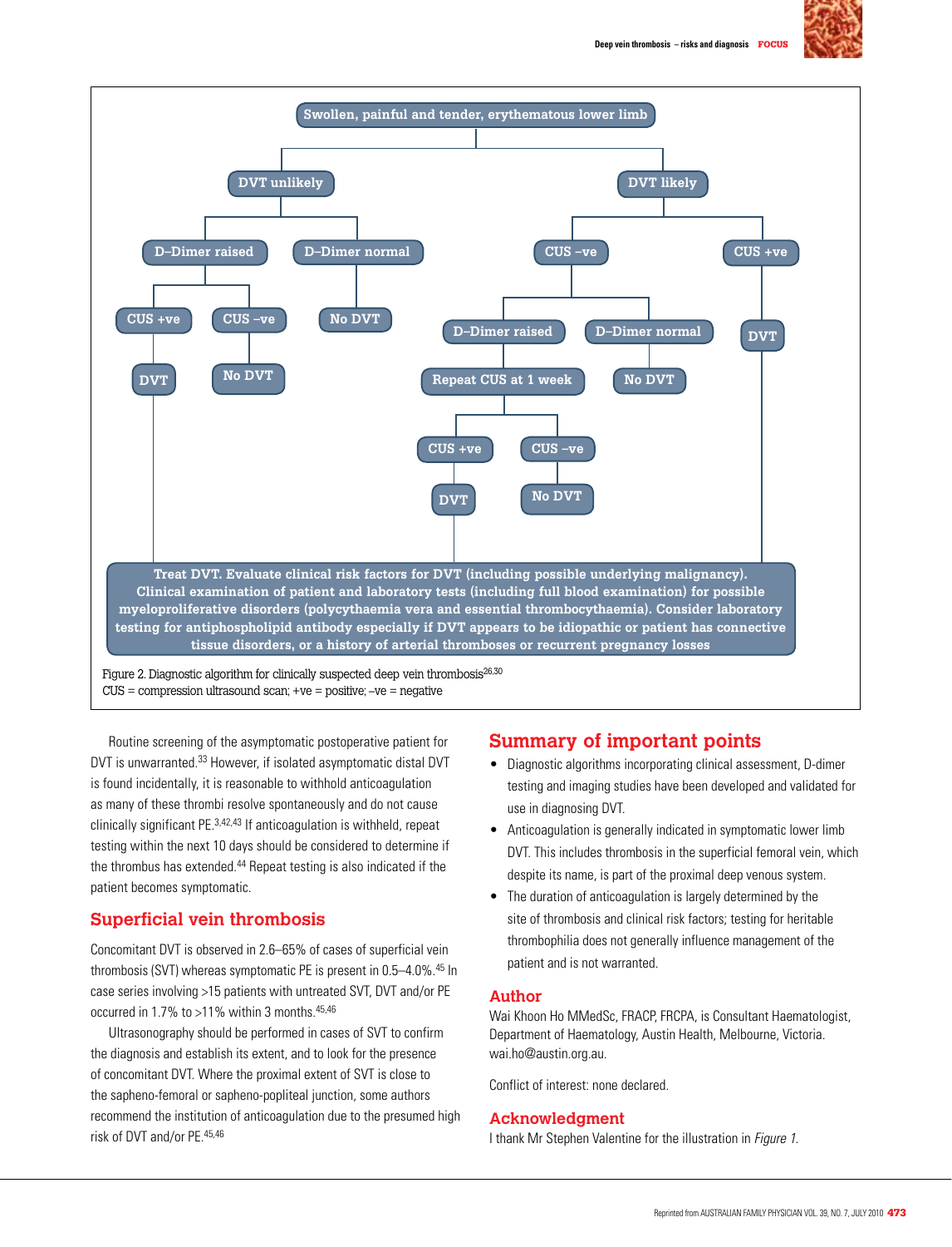Swollen, painful and tender, erythematous lower limb

- DVT unlikely
  - D-Dimer raised
    - CUS +ve → DVT
    - CUS –ve → No DVT
  - D-Dimer normal → No DVT
- DVT likely
  - CUS –ve
    - D-Dimer raised → Repeat CUS at 1 week
      - CUS +ve → DVT
      - CUS –ve → No DVT
    - D-Dimer normal → No DVT
  - CUS +ve → DVT

DVT → Treat DVT. Evaluate clinical risk factors for DVT (including possible underlying malignancy). Clinical examination of patient and laboratory tests (including full blood examination) for possible myeloproliferative disorders (polycythaemia vera and essential thrombocythaemia). Consider laboratory testing for antiphospholipid antibody especially if DVT appears to be idiopathic or patient has connective tissue disorders, or a history of arterial thromboses or recurrent pregnancy losses

Figure 2. Diagnostic algorithm for clinically suspected deep vein thrombosis[26,30]
CUS = compression ultrasound scan; +ve = positive; –ve = negative

Routine screening of the asymptomatic postoperative patient for DVT is unwarranted.[33] However, if isolated asymptomatic distal DVT is found incidentally, it is reasonable to withhold anticoagulation as many of these thrombi resolve spontaneously and do not cause clinically significant PE.[3,42,43] If anticoagulation is withheld, repeat testing within the next 10 days should be considered to determine if the thrombus has extended.[44] Repeat testing is also indicated if the patient becomes symptomatic.

## Superficial vein thrombosis

Concomitant DVT is observed in 2.6–65% of cases of superficial vein thrombosis (SVT) whereas symptomatic PE is present in 0.5–4.0%.[45] In case series involving >15 patients with untreated SVT, DVT and/or PE occurred in 1.7% to >11% within 3 months.[45,46]

Ultrasonography should be performed in cases of SVT to confirm the diagnosis and establish its extent, and to look for the presence of concomitant DVT. Where the proximal extent of SVT is close to the sapheno-femoral or sapheno-popliteal junction, some authors recommend the institution of anticoagulation due to the presumed high risk of DVT and/or PE.[45,46]

## Summary of important points

- Diagnostic algorithms incorporating clinical assessment, D-dimer testing and imaging studies have been developed and validated for use in diagnosing DVT.
- Anticoagulation is generally indicated in symptomatic lower limb DVT. This includes thrombosis in the superficial femoral vein, which despite its name, is part of the proximal deep venous system.
- The duration of anticoagulation is largely determined by the site of thrombosis and clinical risk factors; testing for heritable thrombophilia does not generally influence management of the patient and is not warranted.

## Author

Wai Khoon Ho MMedSc, FRACP, FRCPA, is Consultant Haematologist, Department of Haematology, Austin Health, Melbourne, Victoria. wai.ho@austin.org.au.

Conflict of interest: none declared.

## Acknowledgment

I thank Mr Stephen Valentine for the illustration in *Figure 1*.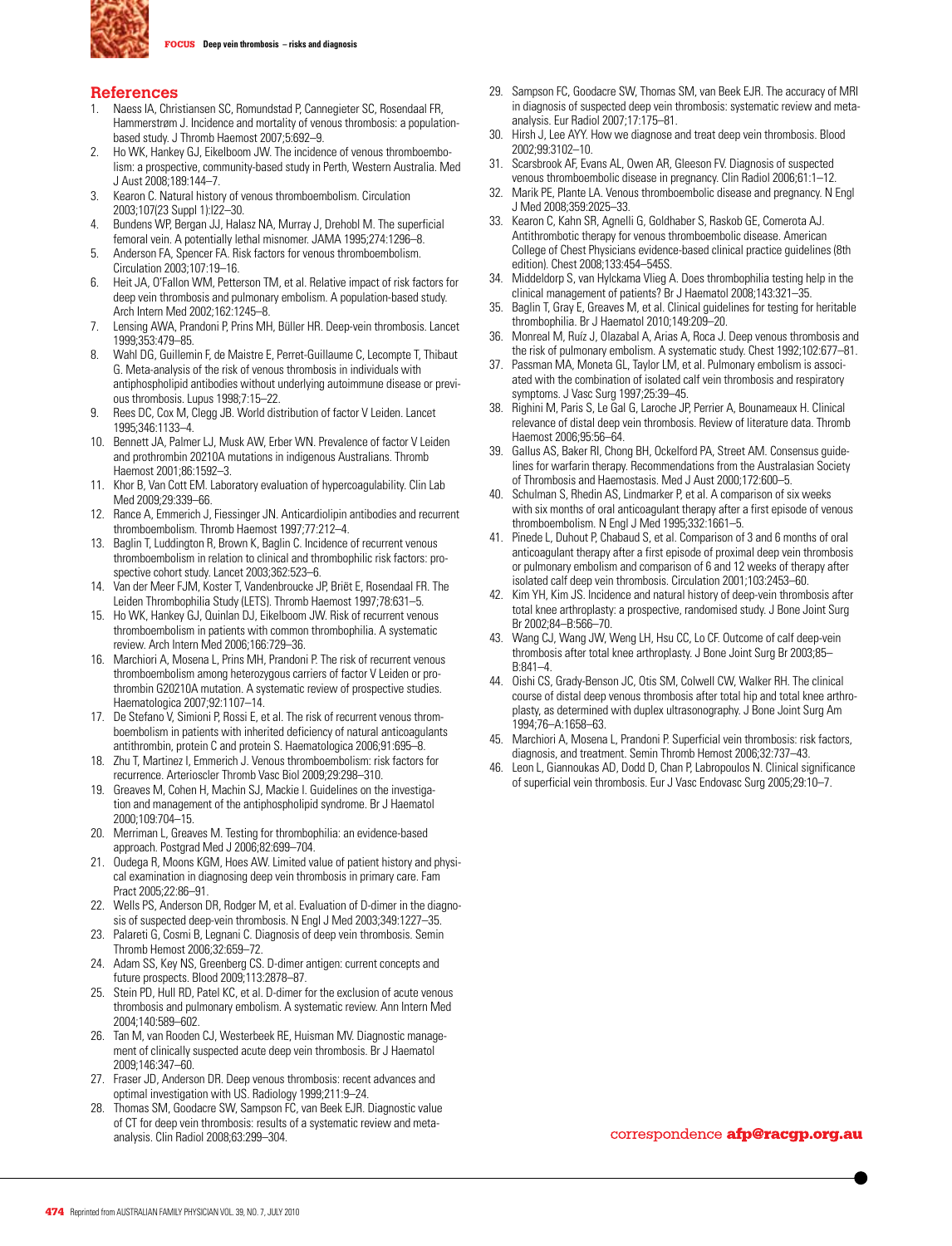## References

1. Naess IA, Christiansen SC, Romundstad P, Cannegieter SC, Rosendaal FR, Hammerstrøm J. Incidence and mortality of venous thrombosis: a population-based study. J Thromb Haemost 2007;5:692–9.
2. Ho WK, Hankey GJ, Eikelboom JW. The incidence of venous thromboembolism: a prospective, community-based study in Perth, Western Australia. Med J Aust 2008;189:144–7.
3. Kearon C. Natural history of venous thromboembolism. Circulation 2003;107(23 Suppl 1):I22–30.
4. Bundens WP, Bergan JJ, Halasz NA, Murray J, Drehobl M. The superficial femoral vein. A potentially lethal misnomer. JAMA 1995;274:1296–8.
5. Anderson FA, Spencer FA. Risk factors for venous thromboembolism. Circulation 2003;107:19–16.
6. Heit JA, O'Fallon WM, Petterson TM, et al. Relative impact of risk factors for deep vein thrombosis and pulmonary embolism. A population-based study. Arch Intern Med 2002;162:1245–8.
7. Lensing AWA, Prandoni P, Prins MH, Büller HR. Deep-vein thrombosis. Lancet 1999;353:479–85.
8. Wahl DG, Guillemin F, de Maistre E, Perret-Guillaume C, Lecompte T, Thibaut G. Meta-analysis of the risk of venous thrombosis in individuals with antiphospholipid antibodies without underlying autoimmune disease or previous thrombosis. Lupus 1998;7:15–22.
9. Rees DC, Cox M, Clegg JB. World distribution of factor V Leiden. Lancet 1995;346:1133–4.
10. Bennett JA, Palmer LJ, Musk AW, Erber WN. Prevalence of factor V Leiden and prothrombin 20210A mutations in indigenous Australians. Thromb Haemost 2001;86:1592–3.
11. Khor B, Van Cott EM. Laboratory evaluation of hypercoagulability. Clin Lab Med 2009;29:339–66.
12. Rance A, Emmerich J, Fiessinger JN. Anticardiolipin antibodies and recurrent thromboembolism. Thromb Haemost 1997;77:212–4.
13. Baglin T, Luddington R, Brown K, Baglin C. Incidence of recurrent venous thromboembolism in relation to clinical and thrombophilic risk factors: prospective cohort study. Lancet 2003;362:523–6.
14. Van der Meer FJM, Koster T, Vandenbroucke JP, Briët E, Rosendaal FR. The Leiden Thrombophilia Study (LETS). Thromb Haemost 1997;78:631–5.
15. Ho WK, Hankey GJ, Quinlan DJ, Eikelboom JW. Risk of recurrent venous thromboembolism in patients with common thrombophilia. A systematic review. Arch Intern Med 2006;166:729–36.
16. Marchiori A, Mosena L, Prins MH, Prandoni P. The risk of recurrent venous thromboembolism among heterozygous carriers of factor V Leiden or prothrombin G20210A mutation. A systematic review of prospective studies. Haematologica 2007;92:1107–14.
17. De Stefano V, Simioni P, Rossi E, et al. The risk of recurrent venous thromboembolism in patients with inherited deficiency of natural anticoagulants antithrombin, protein C and protein S. Haematologica 2006;91:695–8.
18. Zhu T, Martinez I, Emmerich J. Venous thromboembolism: risk factors for recurrence. Arterioscler Thromb Vasc Biol 2009;29:298–310.
19. Greaves M, Cohen H, Machin SJ, Mackie I. Guidelines on the investigation and management of the antiphospholipid syndrome. Br J Haematol 2000;109:704–15.
20. Merriman L, Greaves M. Testing for thrombophilia: an evidence-based approach. Postgrad Med J 2006;82:699–704.
21. Oudega R, Moons KGM, Hoes AW. Limited value of patient history and physical examination in diagnosing deep vein thrombosis in primary care. Fam Pract 2005;22:86–91.
22. Wells PS, Anderson DR, Rodger M, et al. Evaluation of D-dimer in the diagnosis of suspected deep-vein thrombosis. N Engl J Med 2003;349:1227–35.
23. Palareti G, Cosmi B, Legnani C. Diagnosis of deep vein thrombosis. Semin Thromb Hemost 2006;32:659–72.
24. Adam SS, Key NS, Greenberg CS. D-dimer antigen: current concepts and future prospects. Blood 2009;113:2878–87.
25. Stein PD, Hull RD, Patel KC, et al. D-dimer for the exclusion of acute venous thrombosis and pulmonary embolism. A systematic review. Ann Intern Med 2004;140:589–602.
26. Tan M, van Rooden CJ, Westerbeek RE, Huisman MV. Diagnostic management of clinically suspected acute deep vein thrombosis. Br J Haematol 2009;146:347–60.
27. Fraser JD, Anderson DR. Deep venous thrombosis: recent advances and optimal investigation with US. Radiology 1999;211:9–24.
28. Thomas SM, Goodacre SW, Sampson FC, van Beek EJR. Diagnostic value of CT for deep vein thrombosis: results of a systematic review and meta-analysis. Clin Radiol 2008;63:299–304.
29. Sampson FC, Goodacre SW, Thomas SM, van Beek EJR. The accuracy of MRI in diagnosis of suspected deep vein thrombosis: systematic review and meta-analysis. Eur Radiol 2007;17:175–81.
30. Hirsh J, Lee AYY. How we diagnose and treat deep vein thrombosis. Blood 2002;99:3102–10.
31. Scarsbrook AF, Evans AL, Owen AR, Gleeson FV. Diagnosis of suspected venous thromboembolic disease in pregnancy. Clin Radiol 2006;61:1–12.
32. Marik PE, Plante LA. Venous thromboembolic disease and pregnancy. N Engl J Med 2008;359:2025–33.
33. Kearon C, Kahn SR, Agnelli G, Goldhaber S, Raskob GE, Comerota AJ. Antithrombotic therapy for venous thromboembolic disease. American College of Chest Physicians evidence-based clinical practice guidelines (8th edition). Chest 2008;133:454–545S.
34. Middeldorp S, van Hylckama Vlieg A. Does thrombophilia testing help in the clinical management of patients? Br J Haematol 2008;143:321–35.
35. Baglin T, Gray E, Greaves M, et al. Clinical guidelines for testing for heritable thrombophilia. Br J Haematol 2010;149:209–20.
36. Monreal M, Ruíz J, Olazabal A, Arias A, Roca J. Deep venous thrombosis and the risk of pulmonary embolism. A systematic study. Chest 1992;102:677–81.
37. Passman MA, Moneta GL, Taylor LM, et al. Pulmonary embolism is associated with the combination of isolated calf vein thrombosis and respiratory symptoms. J Vasc Surg 1997;25:39–45.
38. Righini M, Paris S, Le Gal G, Laroche JP, Perrier A, Bounameaux H. Clinical relevance of distal deep vein thrombosis. Review of literature data. Thromb Haemost 2006;95:56–64.
39. Gallus AS, Baker RI, Chong BH, Ockelford PA, Street AM. Consensus guidelines for warfarin therapy. Recommendations from the Australasian Society of Thrombosis and Haemostasis. Med J Aust 2000;172:600–5.
40. Schulman S, Rhedin AS, Lindmarker P, et al. A comparison of six weeks with six months of oral anticoagulant therapy after a first episode of venous thromboembolism. N Engl J Med 1995;332:1661–5.
41. Pinede L, Duhout P, Chabaud S, et al. Comparison of 3 and 6 months of oral anticoagulant therapy after a first episode of proximal deep vein thrombosis or pulmonary embolism and comparison of 6 and 12 weeks of therapy after isolated calf deep vein thrombosis. Circulation 2001;103:2453–60.
42. Kim YH, Kim JS. Incidence and natural history of deep-vein thrombosis after total knee arthroplasty: a prospective, randomised study. J Bone Joint Surg Br 2002;84–B:566–70.
43. Wang CJ, Wang JW, Weng LH, Hsu CC, Lo CF. Outcome of calf deep-vein thrombosis after total knee arthroplasty. J Bone Joint Surg Br 2003;85–B:841–4.
44. Oishi CS, Grady-Benson JC, Otis SM, Colwell CW, Walker RH. The clinical course of distal deep venous thrombosis after total hip and total knee arthroplasty, as determined with duplex ultrasonography. J Bone Joint Surg Am 1994;76–A:1658–63.
45. Marchiori A, Mosena L, Prandoni P. Superficial vein thrombosis: risk factors, diagnosis, and treatment. Semin Thromb Hemost 2006;32:737–43.
46. Leon L, Giannoukas AD, Dodd D, Chan P, Labropoulos N. Clinical significance of superficial vein thrombosis. Eur J Vasc Endovasc Surg 2005;29:10–7.

correspondence **afp@racgp.org.au**